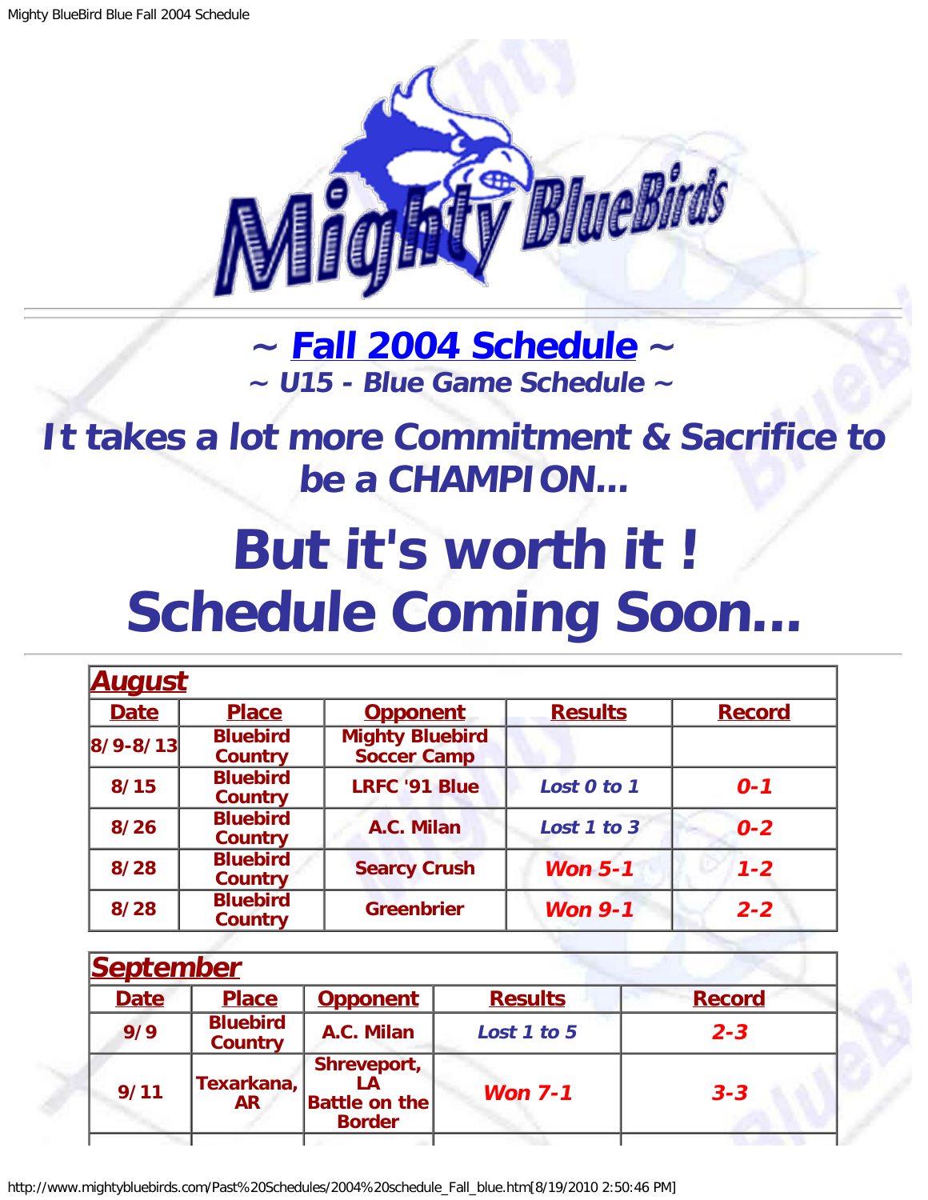# ~ Fall 2004 Schedule ~

### ~ U15 - Blue Game Schedule ~

## *It takes a lot more Commitment & Sacrifice to be a CHAMPION...*

# But it's worth it ! Schedule Coming Soon...

| ***August*** | | | | |
|---|---|---|---|---|
| **Date** | **Place** | **Opponent** | **Results** | **Record** |
| 8/9-8/13 | Bluebird Country | Mighty Bluebird Soccer Camp | | |
| 8/15 | Bluebird Country | LRFC '91 Blue | *Lost 0 to 1* | *0-1* |
| 8/26 | Bluebird Country | A.C. Milan | *Lost 1 to 3* | *0-2* |
| 8/28 | Bluebird Country | Searcy Crush | *Won 5-1* | *1-2* |
| 8/28 | Bluebird Country | Greenbrier | *Won 9-1* | *2-2* |

| ***September*** | | | | |
|---|---|---|---|---|
| **Date** | **Place** | **Opponent** | **Results** | **Record** |
| 9/9 | Bluebird Country | A.C. Milan | *Lost 1 to 5* | *2-3* |
| 9/11 | Texarkana, AR | Shreveport, LA Battle on the Border | *Won 7-1* | *3-3* |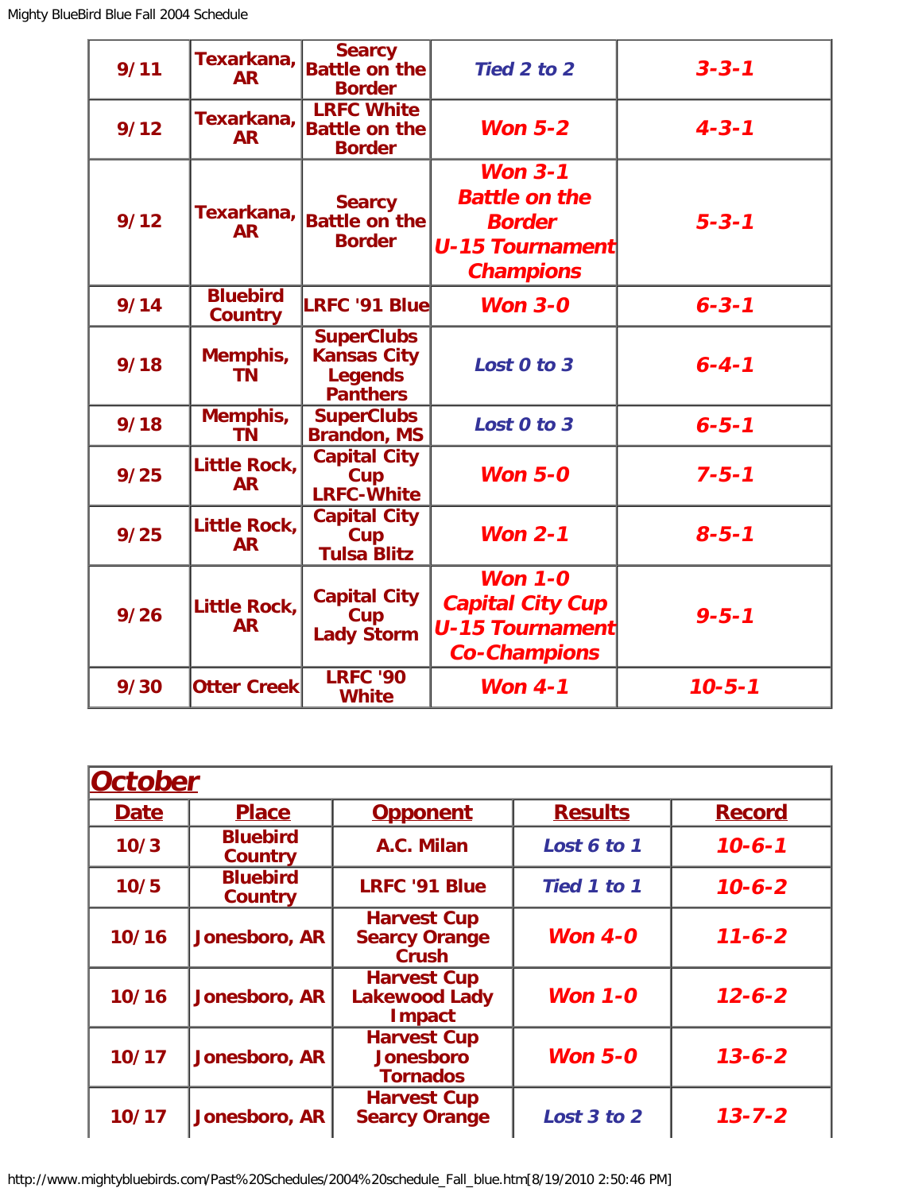| | | | | |
|---|---|---|---|---|
| 9/11 | Texarkana, AR | Searcy Battle on the Border | Tied 2 to 2 | 3-3-1 |
| 9/12 | Texarkana, AR | LRFC White Battle on the Border | Won 5-2 | 4-3-1 |
| 9/12 | Texarkana, AR | Searcy Battle on the Border | Won 3-1 Battle on the Border U-15 Tournament Champions | 5-3-1 |
| 9/14 | Bluebird Country | LRFC '91 Blue | Won 3-0 | 6-3-1 |
| 9/18 | Memphis, TN | SuperClubs Kansas City Legends Panthers | Lost 0 to 3 | 6-4-1 |
| 9/18 | Memphis, TN | SuperClubs Brandon, MS | Lost 0 to 3 | 6-5-1 |
| 9/25 | Little Rock, AR | Capital City Cup LRFC-White | Won 5-0 | 7-5-1 |
| 9/25 | Little Rock, AR | Capital City Cup Tulsa Blitz | Won 2-1 | 8-5-1 |
| 9/26 | Little Rock, AR | Capital City Cup Lady Storm | Won 1-0 Capital City Cup U-15 Tournament Co-Champions | 9-5-1 |
| 9/30 | Otter Creek | LRFC '90 White | Won 4-1 | 10-5-1 |

## October

| Date | Place | Opponent | Results | Record |
|---|---|---|---|---|
| 10/3 | Bluebird Country | A.C. Milan | Lost 6 to 1 | 10-6-1 |
| 10/5 | Bluebird Country | LRFC '91 Blue | Tied 1 to 1 | 10-6-2 |
| 10/16 | Jonesboro, AR | Harvest Cup Searcy Orange Crush | Won 4-0 | 11-6-2 |
| 10/16 | Jonesboro, AR | Harvest Cup Lakewood Lady Impact | Won 1-0 | 12-6-2 |
| 10/17 | Jonesboro, AR | Harvest Cup Jonesboro Tornados | Won 5-0 | 13-6-2 |
| 10/17 | Jonesboro, AR | Harvest Cup Searcy Orange | Lost 3 to 2 | 13-7-2 |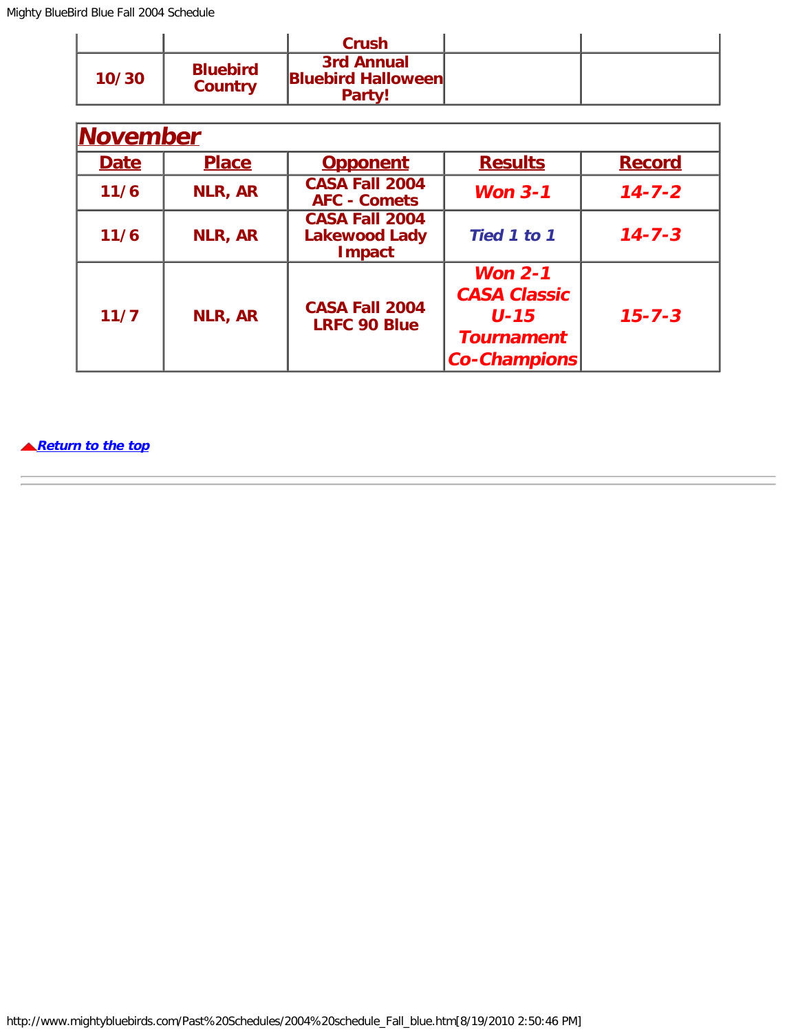| | | | | |
|---|---|---|---|---|
| | | Crush | | |
| 10/30 | Bluebird Country | 3rd Annual Bluebird Halloween Party! | | |

| ***November*** | | | | |
|---|---|---|---|---|
| **Date** | **Place** | **Opponent** | **Results** | **Record** |
| 11/6 | NLR, AR | CASA Fall 2004 AFC - Comets | ***Won 3-1*** | ***14-7-2*** |
| 11/6 | NLR, AR | CASA Fall 2004 Lakewood Lady Impact | ***Tied 1 to 1*** | ***14-7-3*** |
| 11/7 | NLR, AR | CASA Fall 2004 LRFC 90 Blue | ***Won 2-1 CASA Classic U-15 Tournament Co-Champions*** | ***15-7-3*** |

***Return to the top***